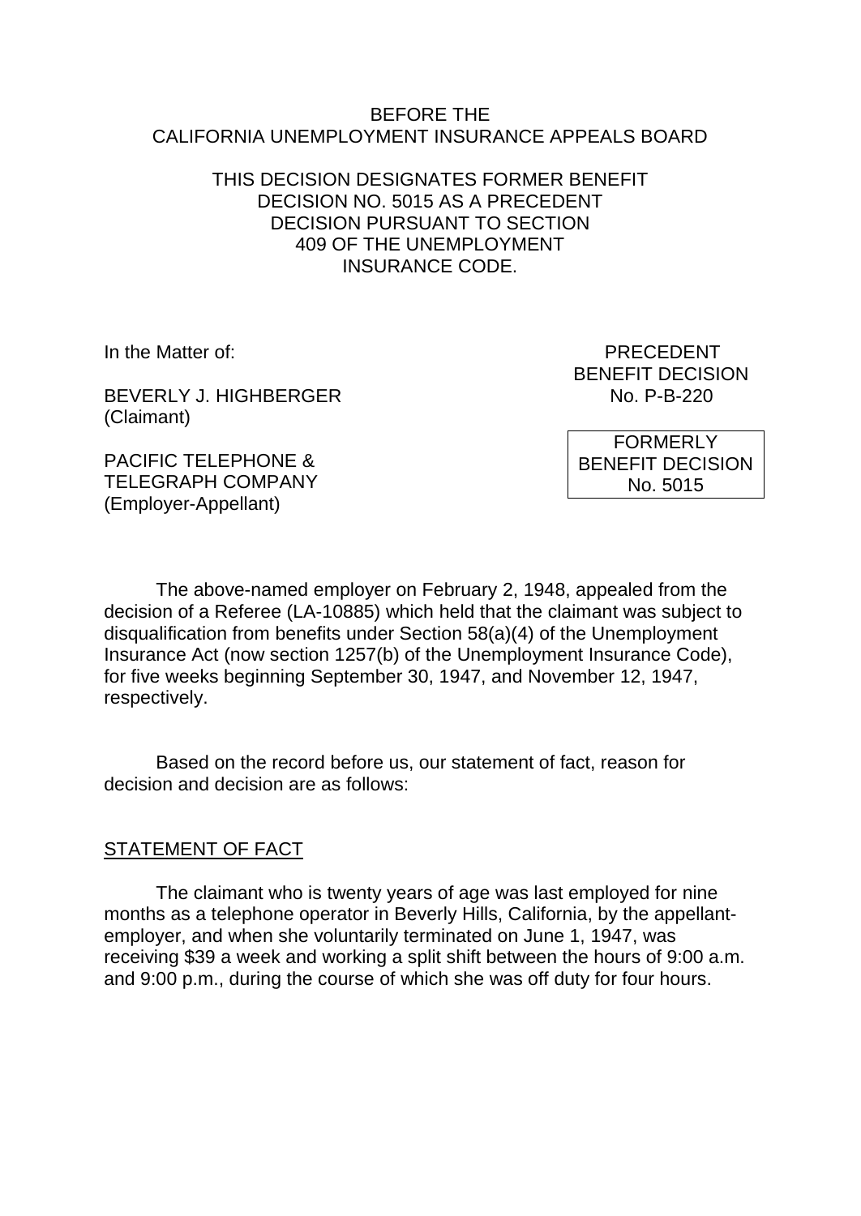BEFORE THE
CALIFORNIA UNEMPLOYMENT INSURANCE APPEALS BOARD

THIS DECISION DESIGNATES FORMER BENEFIT DECISION NO. 5015 AS A PRECEDENT DECISION PURSUANT TO SECTION 409 OF THE UNEMPLOYMENT INSURANCE CODE.

In the Matter of:

BEVERLY J. HIGHBERGER
(Claimant)

PACIFIC TELEPHONE & TELEGRAPH COMPANY
(Employer-Appellant)

PRECEDENT
BENEFIT DECISION
No. P-B-220

FORMERLY
BENEFIT DECISION
No. 5015

The above-named employer on February 2, 1948, appealed from the decision of a Referee (LA-10885) which held that the claimant was subject to disqualification from benefits under Section 58(a)(4) of the Unemployment Insurance Act (now section 1257(b) of the Unemployment Insurance Code), for five weeks beginning September 30, 1947, and November 12, 1947, respectively.

Based on the record before us, our statement of fact, reason for decision and decision are as follows:

## STATEMENT OF FACT

The claimant who is twenty years of age was last employed for nine months as a telephone operator in Beverly Hills, California, by the appellant-employer, and when she voluntarily terminated on June 1, 1947, was receiving $39 a week and working a split shift between the hours of 9:00 a.m. and 9:00 p.m., during the course of which she was off duty for four hours.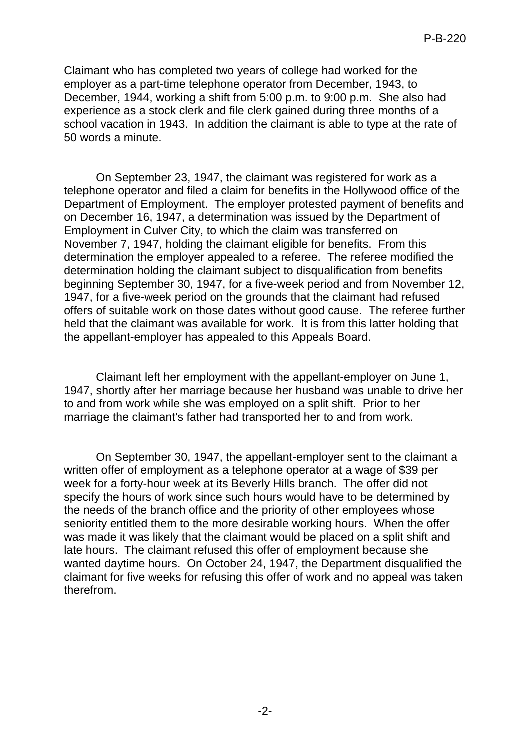Claimant who has completed two years of college had worked for the employer as a part-time telephone operator from December, 1943, to December, 1944, working a shift from 5:00 p.m. to 9:00 p.m. She also had experience as a stock clerk and file clerk gained during three months of a school vacation in 1943. In addition the claimant is able to type at the rate of 50 words a minute.

On September 23, 1947, the claimant was registered for work as a telephone operator and filed a claim for benefits in the Hollywood office of the Department of Employment. The employer protested payment of benefits and on December 16, 1947, a determination was issued by the Department of Employment in Culver City, to which the claim was transferred on November 7, 1947, holding the claimant eligible for benefits. From this determination the employer appealed to a referee. The referee modified the determination holding the claimant subject to disqualification from benefits beginning September 30, 1947, for a five-week period and from November 12, 1947, for a five-week period on the grounds that the claimant had refused offers of suitable work on those dates without good cause. The referee further held that the claimant was available for work. It is from this latter holding that the appellant-employer has appealed to this Appeals Board.

Claimant left her employment with the appellant-employer on June 1, 1947, shortly after her marriage because her husband was unable to drive her to and from work while she was employed on a split shift. Prior to her marriage the claimant's father had transported her to and from work.

On September 30, 1947, the appellant-employer sent to the claimant a written offer of employment as a telephone operator at a wage of $39 per week for a forty-hour week at its Beverly Hills branch. The offer did not specify the hours of work since such hours would have to be determined by the needs of the branch office and the priority of other employees whose seniority entitled them to the more desirable working hours. When the offer was made it was likely that the claimant would be placed on a split shift and late hours. The claimant refused this offer of employment because she wanted daytime hours. On October 24, 1947, the Department disqualified the claimant for five weeks for refusing this offer of work and no appeal was taken therefrom.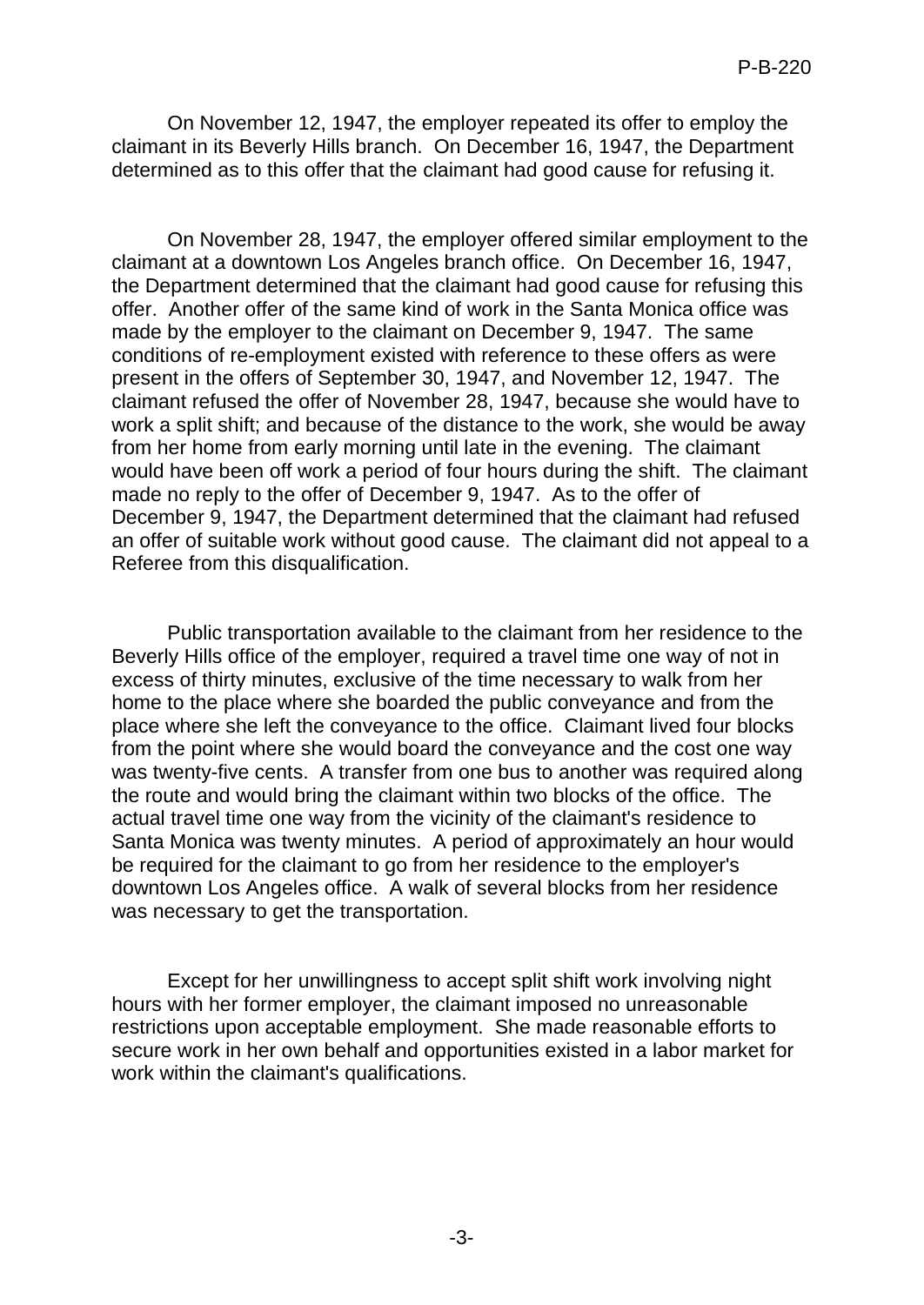On November 12, 1947, the employer repeated its offer to employ the claimant in its Beverly Hills branch. On December 16, 1947, the Department determined as to this offer that the claimant had good cause for refusing it.

On November 28, 1947, the employer offered similar employment to the claimant at a downtown Los Angeles branch office. On December 16, 1947, the Department determined that the claimant had good cause for refusing this offer. Another offer of the same kind of work in the Santa Monica office was made by the employer to the claimant on December 9, 1947. The same conditions of re-employment existed with reference to these offers as were present in the offers of September 30, 1947, and November 12, 1947. The claimant refused the offer of November 28, 1947, because she would have to work a split shift; and because of the distance to the work, she would be away from her home from early morning until late in the evening. The claimant would have been off work a period of four hours during the shift. The claimant made no reply to the offer of December 9, 1947. As to the offer of December 9, 1947, the Department determined that the claimant had refused an offer of suitable work without good cause. The claimant did not appeal to a Referee from this disqualification.

Public transportation available to the claimant from her residence to the Beverly Hills office of the employer, required a travel time one way of not in excess of thirty minutes, exclusive of the time necessary to walk from her home to the place where she boarded the public conveyance and from the place where she left the conveyance to the office. Claimant lived four blocks from the point where she would board the conveyance and the cost one way was twenty-five cents. A transfer from one bus to another was required along the route and would bring the claimant within two blocks of the office. The actual travel time one way from the vicinity of the claimant's residence to Santa Monica was twenty minutes. A period of approximately an hour would be required for the claimant to go from her residence to the employer's downtown Los Angeles office. A walk of several blocks from her residence was necessary to get the transportation.

Except for her unwillingness to accept split shift work involving night hours with her former employer, the claimant imposed no unreasonable restrictions upon acceptable employment. She made reasonable efforts to secure work in her own behalf and opportunities existed in a labor market for work within the claimant's qualifications.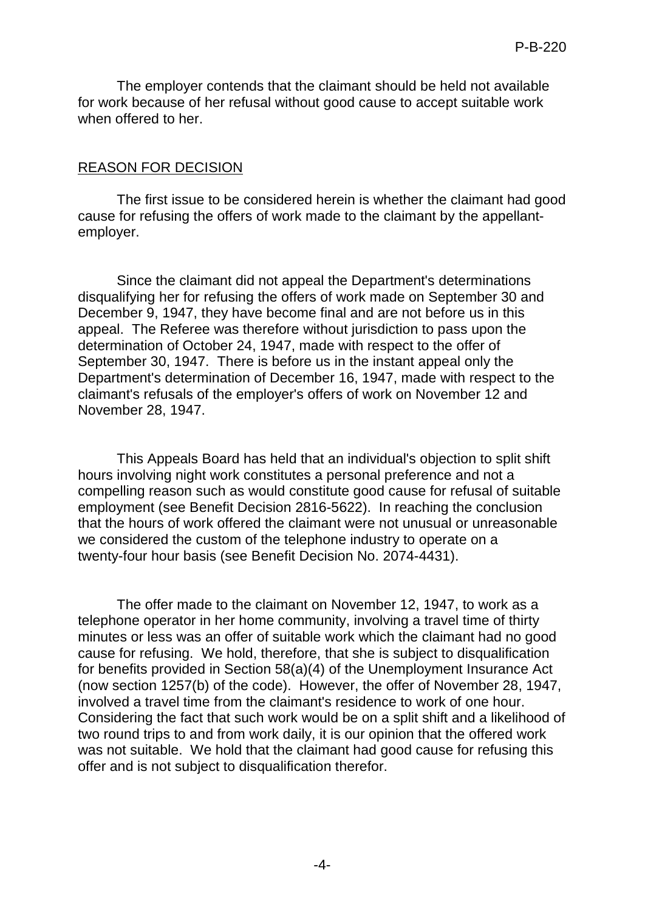The employer contends that the claimant should be held not available for work because of her refusal without good cause to accept suitable work when offered to her.

## REASON FOR DECISION

The first issue to be considered herein is whether the claimant had good cause for refusing the offers of work made to the claimant by the appellant-employer.

Since the claimant did not appeal the Department's determinations disqualifying her for refusing the offers of work made on September 30 and December 9, 1947, they have become final and are not before us in this appeal. The Referee was therefore without jurisdiction to pass upon the determination of October 24, 1947, made with respect to the offer of September 30, 1947. There is before us in the instant appeal only the Department's determination of December 16, 1947, made with respect to the claimant's refusals of the employer's offers of work on November 12 and November 28, 1947.

This Appeals Board has held that an individual's objection to split shift hours involving night work constitutes a personal preference and not a compelling reason such as would constitute good cause for refusal of suitable employment (see Benefit Decision 2816-5622). In reaching the conclusion that the hours of work offered the claimant were not unusual or unreasonable we considered the custom of the telephone industry to operate on a twenty-four hour basis (see Benefit Decision No. 2074-4431).

The offer made to the claimant on November 12, 1947, to work as a telephone operator in her home community, involving a travel time of thirty minutes or less was an offer of suitable work which the claimant had no good cause for refusing. We hold, therefore, that she is subject to disqualification for benefits provided in Section 58(a)(4) of the Unemployment Insurance Act (now section 1257(b) of the code). However, the offer of November 28, 1947, involved a travel time from the claimant's residence to work of one hour. Considering the fact that such work would be on a split shift and a likelihood of two round trips to and from work daily, it is our opinion that the offered work was not suitable. We hold that the claimant had good cause for refusing this offer and is not subject to disqualification therefor.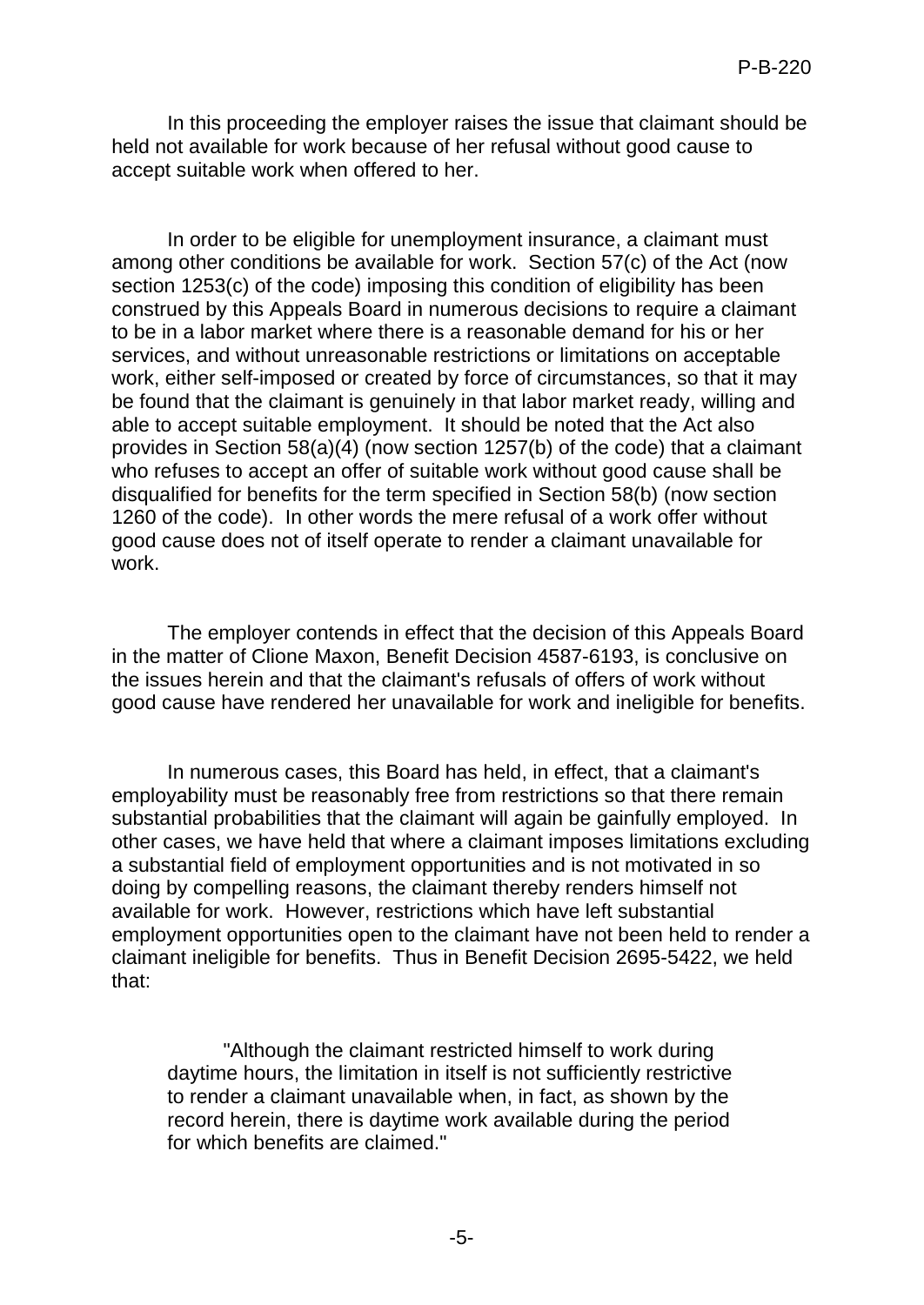In this proceeding the employer raises the issue that claimant should be held not available for work because of her refusal without good cause to accept suitable work when offered to her.

In order to be eligible for unemployment insurance, a claimant must among other conditions be available for work. Section 57(c) of the Act (now section 1253(c) of the code) imposing this condition of eligibility has been construed by this Appeals Board in numerous decisions to require a claimant to be in a labor market where there is a reasonable demand for his or her services, and without unreasonable restrictions or limitations on acceptable work, either self-imposed or created by force of circumstances, so that it may be found that the claimant is genuinely in that labor market ready, willing and able to accept suitable employment. It should be noted that the Act also provides in Section 58(a)(4) (now section 1257(b) of the code) that a claimant who refuses to accept an offer of suitable work without good cause shall be disqualified for benefits for the term specified in Section 58(b) (now section 1260 of the code). In other words the mere refusal of a work offer without good cause does not of itself operate to render a claimant unavailable for work.

The employer contends in effect that the decision of this Appeals Board in the matter of Clione Maxon, Benefit Decision 4587-6193, is conclusive on the issues herein and that the claimant's refusals of offers of work without good cause have rendered her unavailable for work and ineligible for benefits.

In numerous cases, this Board has held, in effect, that a claimant's employability must be reasonably free from restrictions so that there remain substantial probabilities that the claimant will again be gainfully employed. In other cases, we have held that where a claimant imposes limitations excluding a substantial field of employment opportunities and is not motivated in so doing by compelling reasons, the claimant thereby renders himself not available for work. However, restrictions which have left substantial employment opportunities open to the claimant have not been held to render a claimant ineligible for benefits. Thus in Benefit Decision 2695-5422, we held that:

> "Although the claimant restricted himself to work during daytime hours, the limitation in itself is not sufficiently restrictive to render a claimant unavailable when, in fact, as shown by the record herein, there is daytime work available during the period for which benefits are claimed."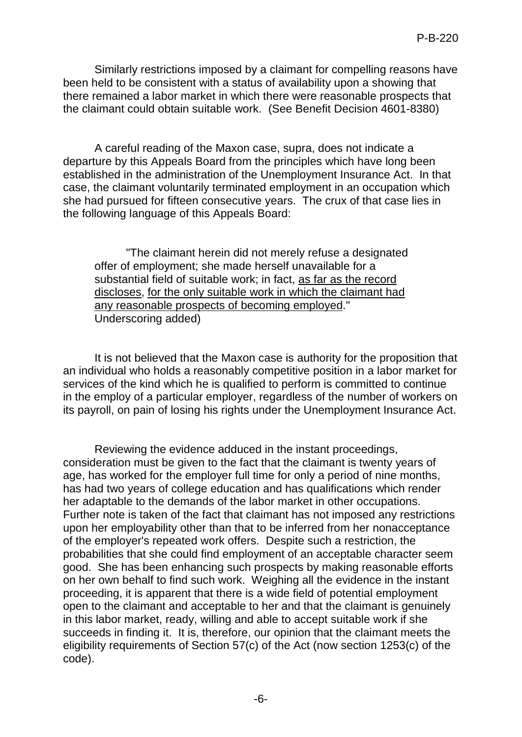Similarly restrictions imposed by a claimant for compelling reasons have been held to be consistent with a status of availability upon a showing that there remained a labor market in which there were reasonable prospects that the claimant could obtain suitable work. (See Benefit Decision 4601-8380)

A careful reading of the Maxon case, supra, does not indicate a departure by this Appeals Board from the principles which have long been established in the administration of the Unemployment Insurance Act. In that case, the claimant voluntarily terminated employment in an occupation which she had pursued for fifteen consecutive years. The crux of that case lies in the following language of this Appeals Board:

> "The claimant herein did not merely refuse a designated offer of employment; she made herself unavailable for a substantial field of suitable work; in fact, <u>as far as the record discloses</u>, <u>for the only suitable work in which the claimant had any reasonable prospects of becoming employed</u>." Underscoring added)

It is not believed that the Maxon case is authority for the proposition that an individual who holds a reasonably competitive position in a labor market for services of the kind which he is qualified to perform is committed to continue in the employ of a particular employer, regardless of the number of workers on its payroll, on pain of losing his rights under the Unemployment Insurance Act.

Reviewing the evidence adduced in the instant proceedings, consideration must be given to the fact that the claimant is twenty years of age, has worked for the employer full time for only a period of nine months, has had two years of college education and has qualifications which render her adaptable to the demands of the labor market in other occupations. Further note is taken of the fact that claimant has not imposed any restrictions upon her employability other than that to be inferred from her nonacceptance of the employer's repeated work offers. Despite such a restriction, the probabilities that she could find employment of an acceptable character seem good. She has been enhancing such prospects by making reasonable efforts on her own behalf to find such work. Weighing all the evidence in the instant proceeding, it is apparent that there is a wide field of potential employment open to the claimant and acceptable to her and that the claimant is genuinely in this labor market, ready, willing and able to accept suitable work if she succeeds in finding it. It is, therefore, our opinion that the claimant meets the eligibility requirements of Section 57(c) of the Act (now section 1253(c) of the code).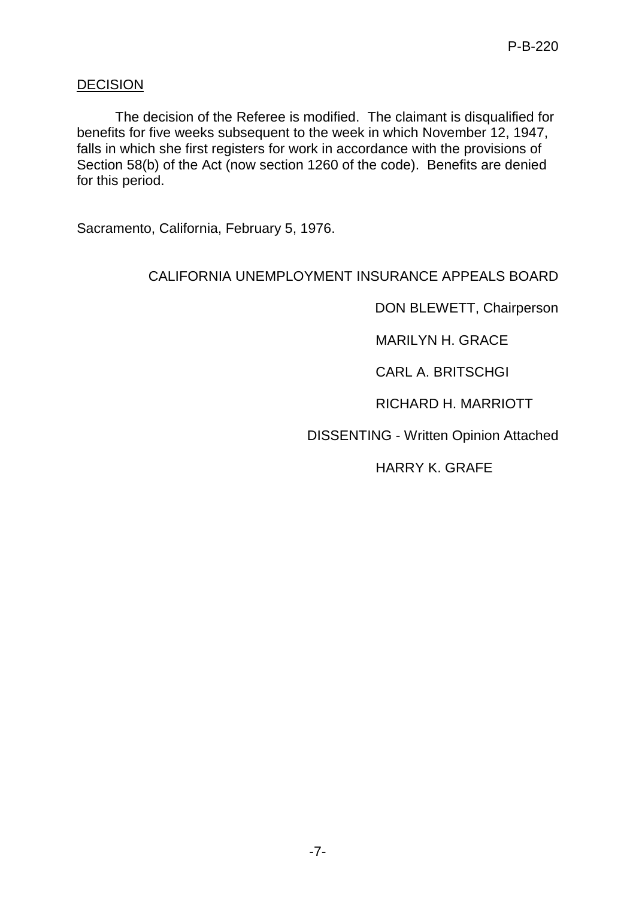## DECISION

The decision of the Referee is modified. The claimant is disqualified for benefits for five weeks subsequent to the week in which November 12, 1947, falls in which she first registers for work in accordance with the provisions of Section 58(b) of the Act (now section 1260 of the code). Benefits are denied for this period.

Sacramento, California, February 5, 1976.

CALIFORNIA UNEMPLOYMENT INSURANCE APPEALS BOARD

DON BLEWETT, Chairperson

MARILYN H. GRACE

CARL A. BRITSCHGI

RICHARD H. MARRIOTT

DISSENTING - Written Opinion Attached

HARRY K. GRAFE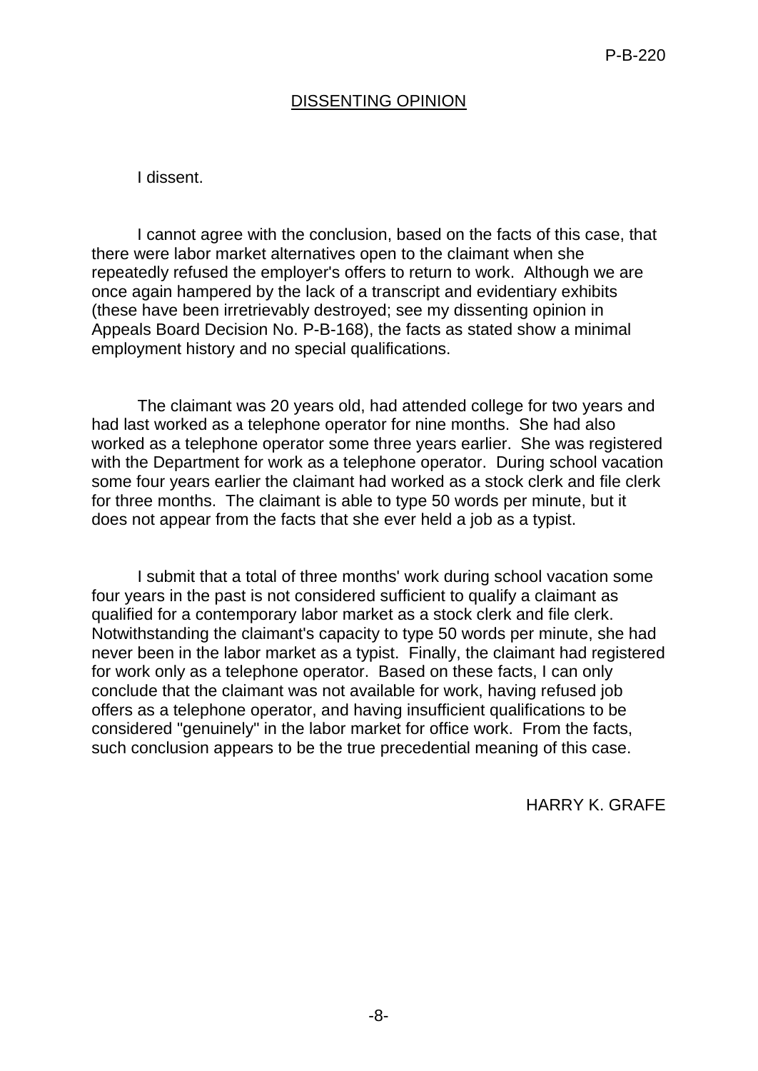## DISSENTING OPINION

I dissent.

I cannot agree with the conclusion, based on the facts of this case, that there were labor market alternatives open to the claimant when she repeatedly refused the employer's offers to return to work. Although we are once again hampered by the lack of a transcript and evidentiary exhibits (these have been irretrievably destroyed; see my dissenting opinion in Appeals Board Decision No. P-B-168), the facts as stated show a minimal employment history and no special qualifications.

The claimant was 20 years old, had attended college for two years and had last worked as a telephone operator for nine months. She had also worked as a telephone operator some three years earlier. She was registered with the Department for work as a telephone operator. During school vacation some four years earlier the claimant had worked as a stock clerk and file clerk for three months. The claimant is able to type 50 words per minute, but it does not appear from the facts that she ever held a job as a typist.

I submit that a total of three months' work during school vacation some four years in the past is not considered sufficient to qualify a claimant as qualified for a contemporary labor market as a stock clerk and file clerk. Notwithstanding the claimant's capacity to type 50 words per minute, she had never been in the labor market as a typist. Finally, the claimant had registered for work only as a telephone operator. Based on these facts, I can only conclude that the claimant was not available for work, having refused job offers as a telephone operator, and having insufficient qualifications to be considered "genuinely" in the labor market for office work. From the facts, such conclusion appears to be the true precedential meaning of this case.

HARRY K. GRAFE